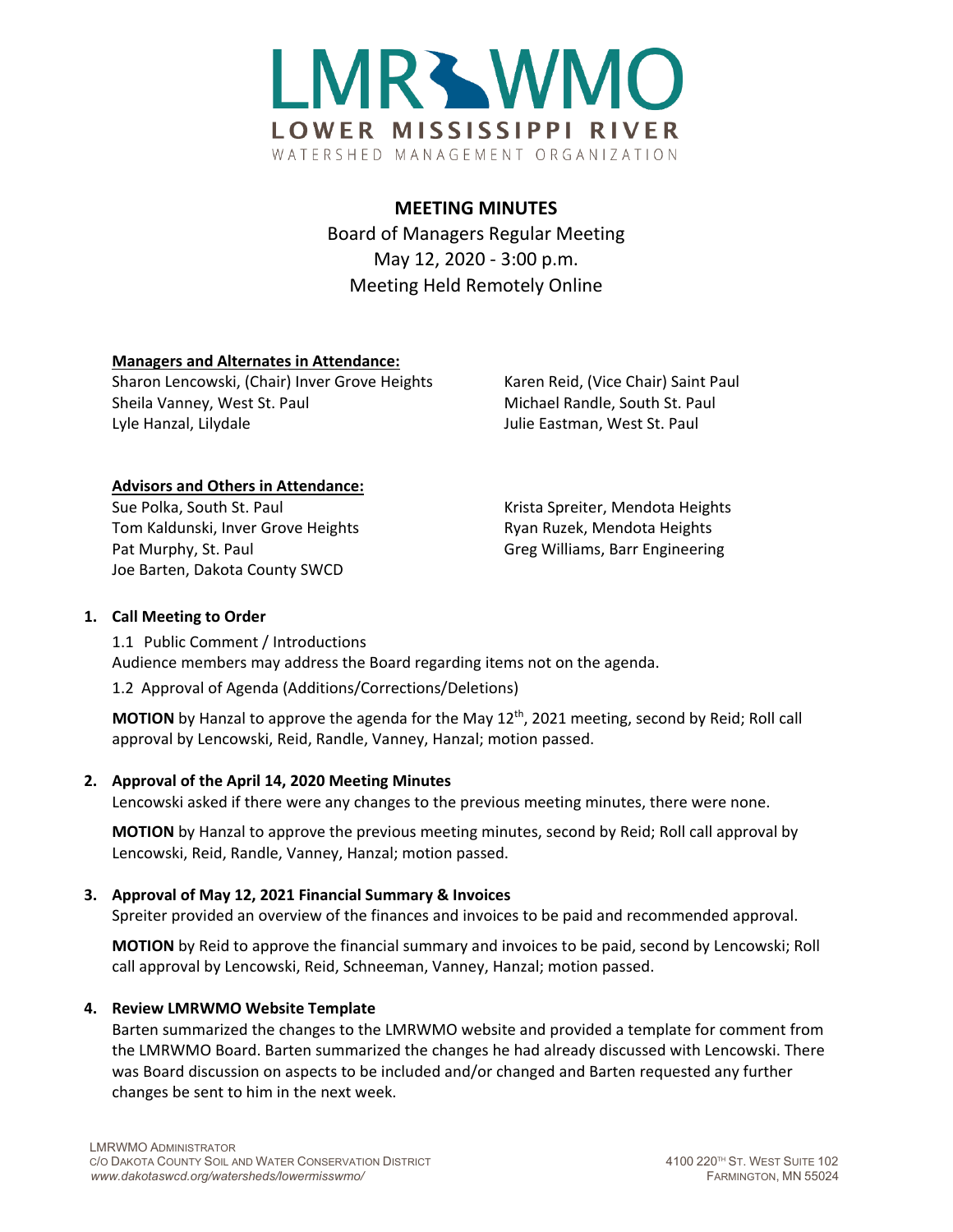# LMRWMO

**LOWER MISSISSIPPI RIVER**

WATERSHED MANAGEMENT ORGANIZATION

## MEETING MINUTES

Board of Managers Regular Meeting
May 12, 2020 - 3:00 p.m.
Meeting Held Remotely Online

**Managers and Alternates in Attendance:**

Sharon Lencowski, (Chair) Inver Grove Heights
Sheila Vanney, West St. Paul
Lyle Hanzal, Lilydale
Karen Reid, (Vice Chair) Saint Paul
Michael Randle, South St. Paul
Julie Eastman, West St. Paul

**Advisors and Others in Attendance:**

Sue Polka, South St. Paul
Tom Kaldunski, Inver Grove Heights
Pat Murphy, St. Paul
Joe Barten, Dakota County SWCD
Krista Spreiter, Mendota Heights
Ryan Ruzek, Mendota Heights
Greg Williams, Barr Engineering

### 1. Call Meeting to Order

1.1 Public Comment / Introductions
Audience members may address the Board regarding items not on the agenda.

1.2 Approval of Agenda (Additions/Corrections/Deletions)

**MOTION** by Hanzal to approve the agenda for the May 12th, 2021 meeting, second by Reid; Roll call approval by Lencowski, Reid, Randle, Vanney, Hanzal; motion passed.

### 2. Approval of the April 14, 2020 Meeting Minutes

Lencowski asked if there were any changes to the previous meeting minutes, there were none.

**MOTION** by Hanzal to approve the previous meeting minutes, second by Reid; Roll call approval by Lencowski, Reid, Randle, Vanney, Hanzal; motion passed.

### 3. Approval of May 12, 2021 Financial Summary & Invoices

Spreiter provided an overview of the finances and invoices to be paid and recommended approval.

**MOTION** by Reid to approve the financial summary and invoices to be paid, second by Lencowski; Roll call approval by Lencowski, Reid, Schneeman, Vanney, Hanzal; motion passed.

### 4. Review LMRWMO Website Template

Barten summarized the changes to the LMRWMO website and provided a template for comment from the LMRWMO Board. Barten summarized the changes he had already discussed with Lencowski. There was Board discussion on aspects to be included and/or changed and Barten requested any further changes be sent to him in the next week.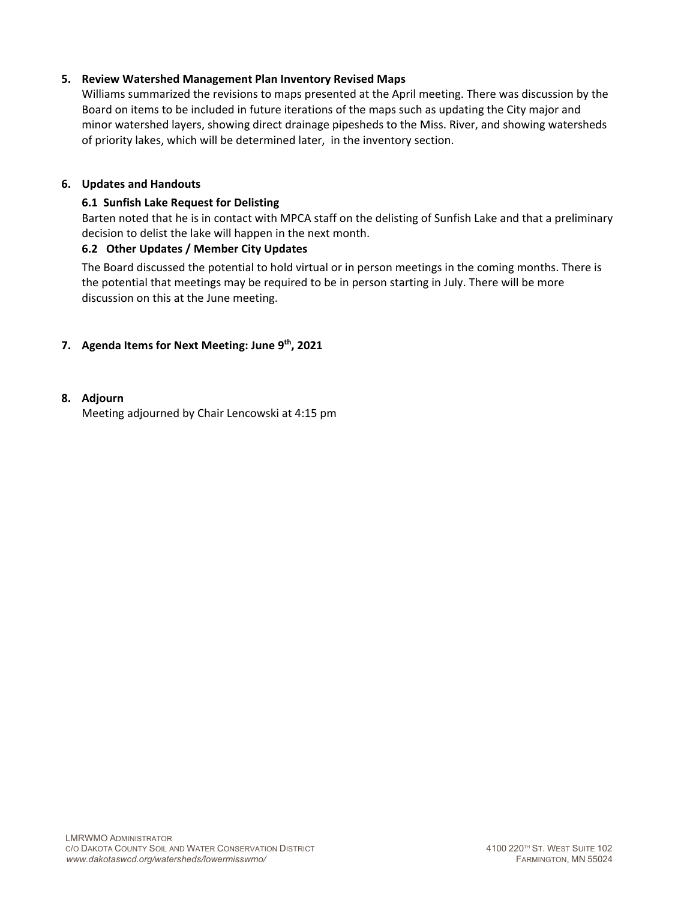**5. Review Watershed Management Plan Inventory Revised Maps**

Williams summarized the revisions to maps presented at the April meeting. There was discussion by the Board on items to be included in future iterations of the maps such as updating the City major and minor watershed layers, showing direct drainage pipesheds to the Miss. River, and showing watersheds of priority lakes, which will be determined later, in the inventory section.

**6. Updates and Handouts**

**6.1 Sunfish Lake Request for Delisting**

Barten noted that he is in contact with MPCA staff on the delisting of Sunfish Lake and that a preliminary decision to delist the lake will happen in the next month.

**6.2 Other Updates / Member City Updates**

The Board discussed the potential to hold virtual or in person meetings in the coming months. There is the potential that meetings may be required to be in person starting in July. There will be more discussion on this at the June meeting.

**7. Agenda Items for Next Meeting: June 9th, 2021**

**8. Adjourn**

Meeting adjourned by Chair Lencowski at 4:15 pm